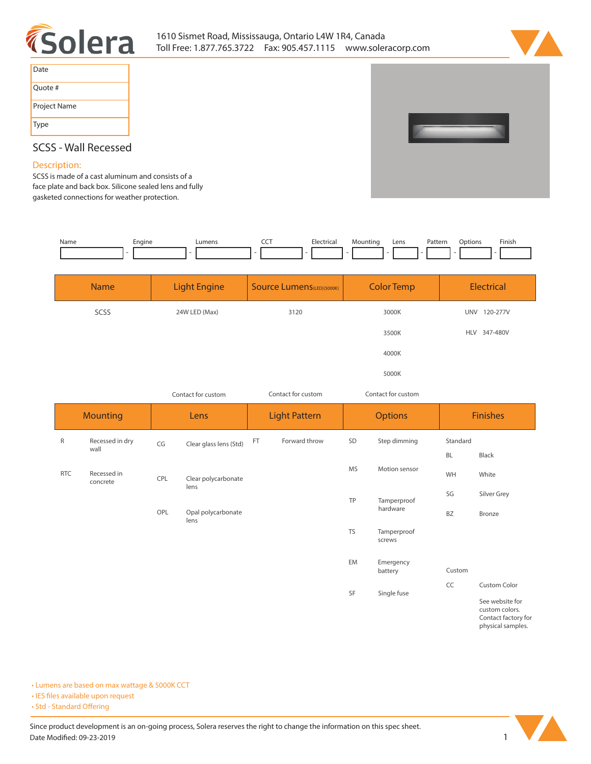Solera

1610 Sismet Road, Mississauga, Ontario L4W 1R4, Canada
Toll Free: 1.877.765.3722 Fax: 905.457.1115 www.soleracorp.com

| Date | |
|---|---|
| Quote # | |
| Project Name | |
| Type | |

## SCSS - Wall Recessed

### Description:

SCSS is made of a cast aluminum and consists of a face plate and back box. Silicone sealed lens and fully gasketed connections for weather protection.

| Name | Engine | Lumens | CCT | Electrical | Mounting | Lens | Pattern | Options | Finish |
|---|---|---|---|---|---|---|---|---|---|
| | - | - | - | - | - | - | - | - | - |

| Name | Light Engine | Source Lumens(LED)(5000K) | Color Temp | Electrical |
|---|---|---|---|---|
| SCSS | 24W LED (Max) | 3120 | 3000K | UNV 120-277V |
| | | | 3500K | HLV 347-480V |
| | | | 4000K | |
| | | | 5000K | |
| | Contact for custom | Contact for custom | Contact for custom | |

| Mounting | | Lens | | Light Pattern | | Options | | Finishes | |
|---|---|---|---|---|---|---|---|---|---|
| R | Recessed in dry wall | CG | Clear glass lens (Std) | FT | Forward throw | SD | Step dimming | Standard | |
| | | | | | | | | BL | Black |
| RTC | Recessed in concrete | CPL | Clear polycarbonate lens | | | MS | Motion sensor | WH | White |
| | | | | | | | | SG | Silver Grey |
| | | OPL | Opal polycarbonate lens | | | TP | Tamperproof hardware | BZ | Bronze |
| | | | | | | TS | Tamperproof screws | | |
| | | | | | | EM | Emergency battery | Custom | |
| | | | | | | SF | Single fuse | CC | Custom Color |
| | | | | | | | | | See website for custom colors. Contact factory for physical samples. |

- Lumens are based on max wattage & 5000K CCT
- IES files available upon request
- Std - Standard Offering

Since product development is an on-going process, Solera reserves the right to change the information on this spec sheet.
Date Modified: 09-23-2019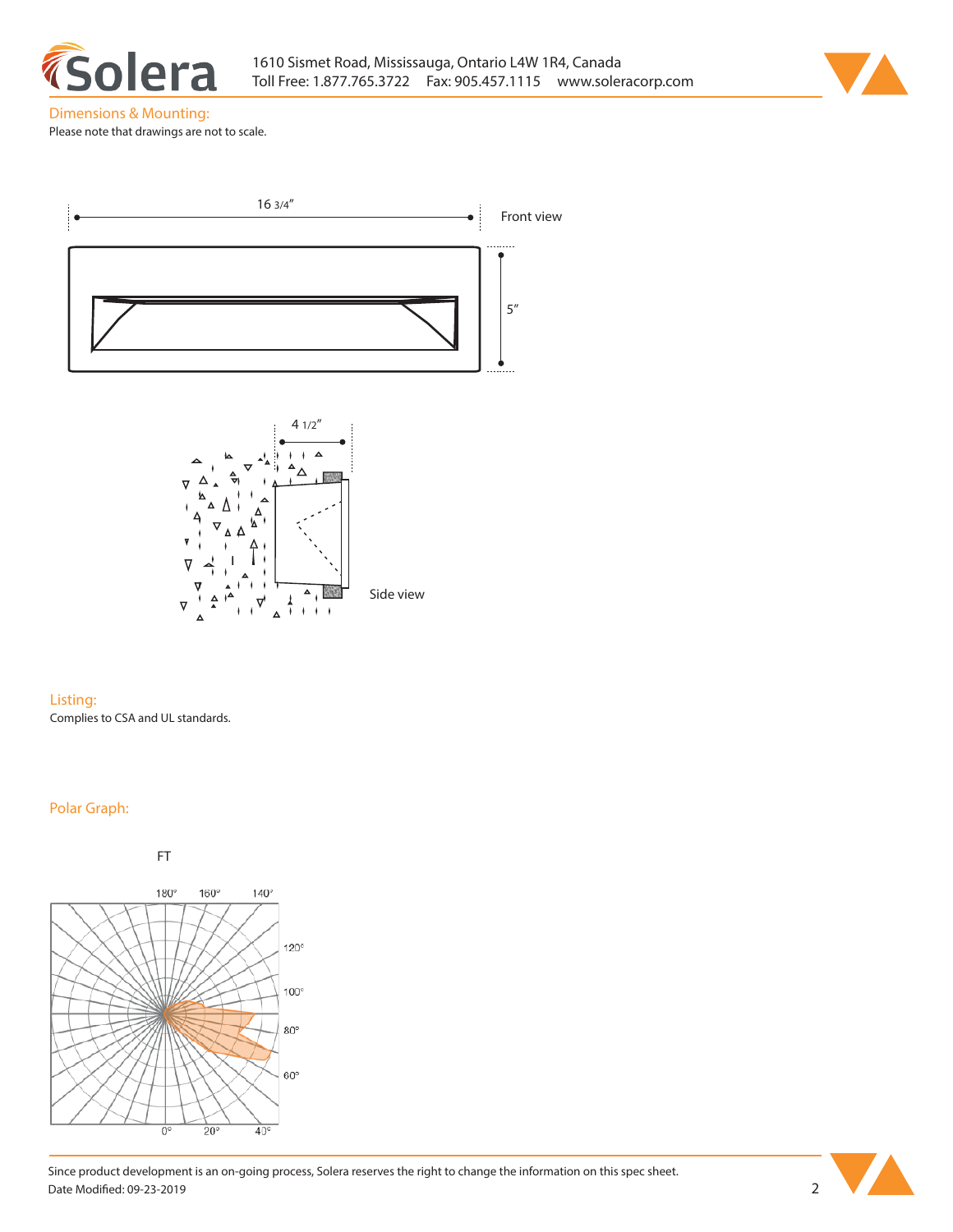Dimensions & Mounting:

Please note that drawings are not to scale.

16 3/4″

Front view

5″

4 1/2″

Side view

## Listing:

Complies to CSA and UL standards.

## Polar Graph:

FT

180° 160° 140°

120°

100°

80°

60°

0° 20° 40°

Since product development is an on-going process, Solera reserves the right to change the information on this spec sheet.
Date Modified: 09-23-2019